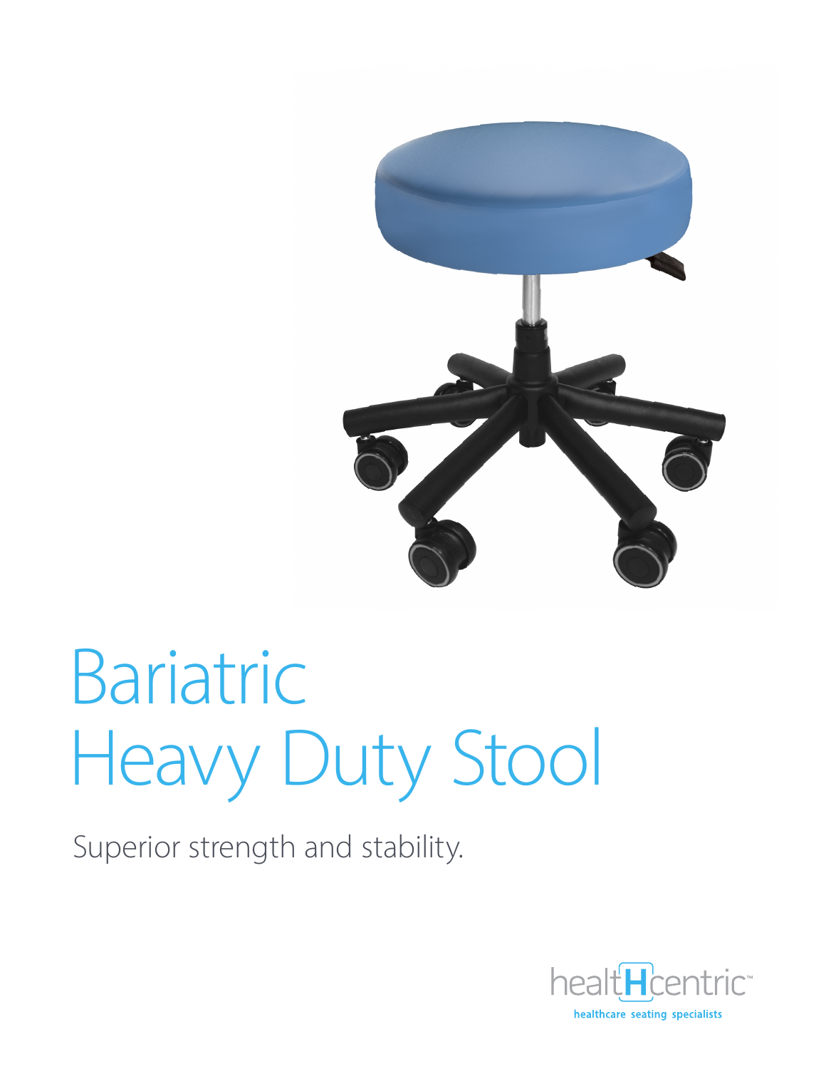# Bariatric Heavy Duty Stool

Superior strength and stability.

healtHcentric™

healthcare seating specialists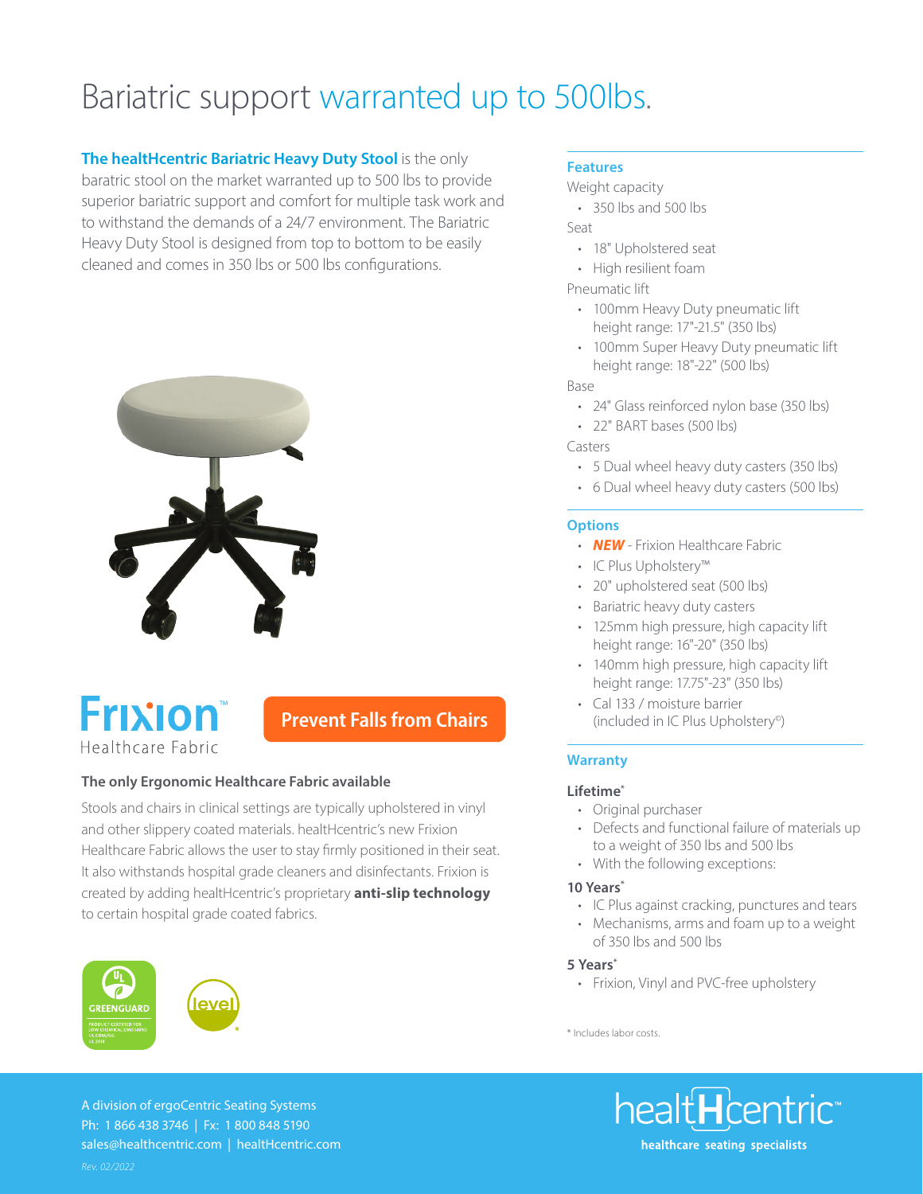# Bariatric support warranted up to 500lbs.

**The healtHcentric Bariatric Heavy Duty Stool** is the only baratric stool on the market warranted up to 500 lbs to provide superior bariatric support and comfort for multiple task work and to withstand the demands of a 24/7 environment. The Bariatric Heavy Duty Stool is designed from top to bottom to be easily cleaned and comes in 350 lbs or 500 lbs configurations.

Frixion™ Healthcare Fabric

**Prevent Falls from Chairs**

### The only Ergonomic Healthcare Fabric available

Stools and chairs in clinical settings are typically upholstered in vinyl and other slippery coated materials. healtHcentric's new Frixion Healthcare Fabric allows the user to stay firmly positioned in their seat. It also withstands hospital grade cleaners and disinfectants. Frixion is created by adding healtHcentric's proprietary **anti-slip technology** to certain hospital grade coated fabrics.

## Features

Weight capacity

- 350 lbs and 500 lbs

Seat

- 18" Upholstered seat
- High resilient foam

Pneumatic lift

- 100mm Heavy Duty pneumatic lift height range: 17"-21.5" (350 lbs)
- 100mm Super Heavy Duty pneumatic lift height range: 18"-22" (500 lbs)

Base

- 24" Glass reinforced nylon base (350 lbs)
- 22" BART bases (500 lbs)

Casters

- 5 Dual wheel heavy duty casters (350 lbs)
- 6 Dual wheel heavy duty casters (500 lbs)

## Options

- ***NEW*** - Frixion Healthcare Fabric
- IC Plus Upholstery™
- 20" upholstered seat (500 lbs)
- Bariatric heavy duty casters
- 125mm high pressure, high capacity lift height range: 16"-20" (350 lbs)
- 140mm high pressure, high capacity lift height range: 17.75"-23" (350 lbs)
- Cal 133 / moisture barrier (included in IC Plus Upholstery©)

## Warranty

### Lifetime*

- Original purchaser
- Defects and functional failure of materials up to a weight of 350 lbs and 500 lbs
- With the following exceptions:

### 10 Years*

- IC Plus against cracking, punctures and tears
- Mechanisms, arms and foam up to a weight of 350 lbs and 500 lbs

### 5 Years*

- Frixion, Vinyl and PVC-free upholstery

\* Includes labor costs.

A division of ergoCentric Seating Systems
Ph: 1 866 438 3746 | Fx: 1 800 848 5190
sales@healthcentric.com | healtHcentric.com

Rev. 02/2022

healtHcentric™ healthcare seating specialists